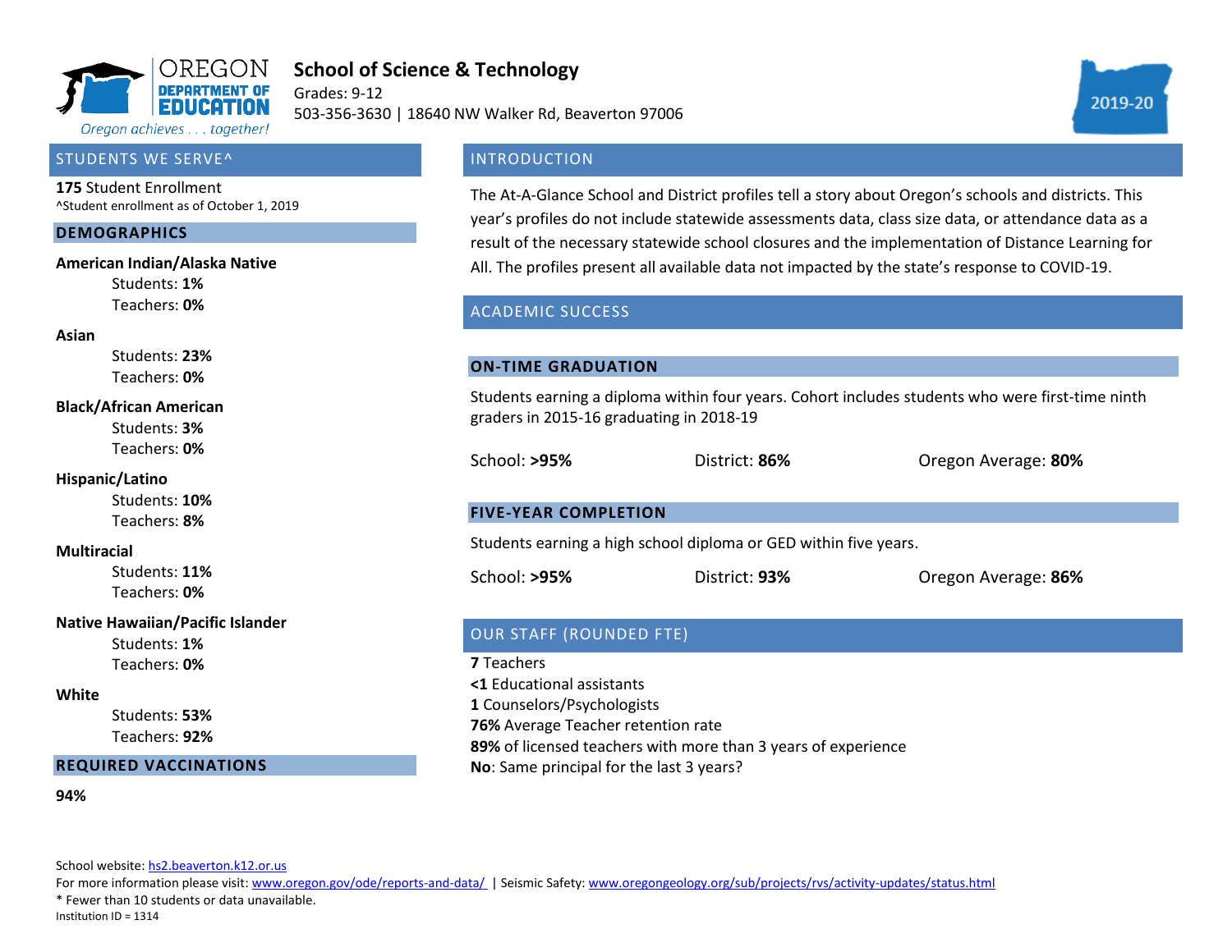# School of Science & Technology

Grades: 9-12

503-356-3630 | 18640 NW Walker Rd, Beaverton 97006

2019-20

## STUDENTS WE SERVE^

**175** Student Enrollment

^Student enrollment as of October 1, 2019

### DEMOGRAPHICS

**American Indian/Alaska Native**

- Students: **1%**
- Teachers: **0%**

**Asian**

- Students: **23%**
- Teachers: **0%**

**Black/African American**

- Students: **3%**
- Teachers: **0%**

**Hispanic/Latino**

- Students: **10%**
- Teachers: **8%**

**Multiracial**

- Students: **11%**
- Teachers: **0%**

**Native Hawaiian/Pacific Islander**

- Students: **1%**
- Teachers: **0%**

**White**

- Students: **53%**
- Teachers: **92%**

### REQUIRED VACCINATIONS

**94%**

## INTRODUCTION

The At-A-Glance School and District profiles tell a story about Oregon's schools and districts. This year's profiles do not include statewide assessments data, class size data, or attendance data as a result of the necessary statewide school closures and the implementation of Distance Learning for All. The profiles present all available data not impacted by the state's response to COVID-19.

## ACADEMIC SUCCESS

### ON-TIME GRADUATION

Students earning a diploma within four years. Cohort includes students who were first-time ninth graders in 2015-16 graduating in 2018-19

School: **>95%** District: **86%** Oregon Average: **80%**

### FIVE-YEAR COMPLETION

Students earning a high school diploma or GED within five years.

School: **>95%** District: **93%** Oregon Average: **86%**

## OUR STAFF (ROUNDED FTE)

**7** Teachers

**<1** Educational assistants

**1** Counselors/Psychologists

**76%** Average Teacher retention rate

**89%** of licensed teachers with more than 3 years of experience

**No**: Same principal for the last 3 years?

School website: hs2.beaverton.k12.or.us

For more information please visit: www.oregon.gov/ode/reports-and-data/ | Seismic Safety: www.oregongeology.org/sub/projects/rvs/activity-updates/status.html

* Fewer than 10 students or data unavailable.

Institution ID = 1314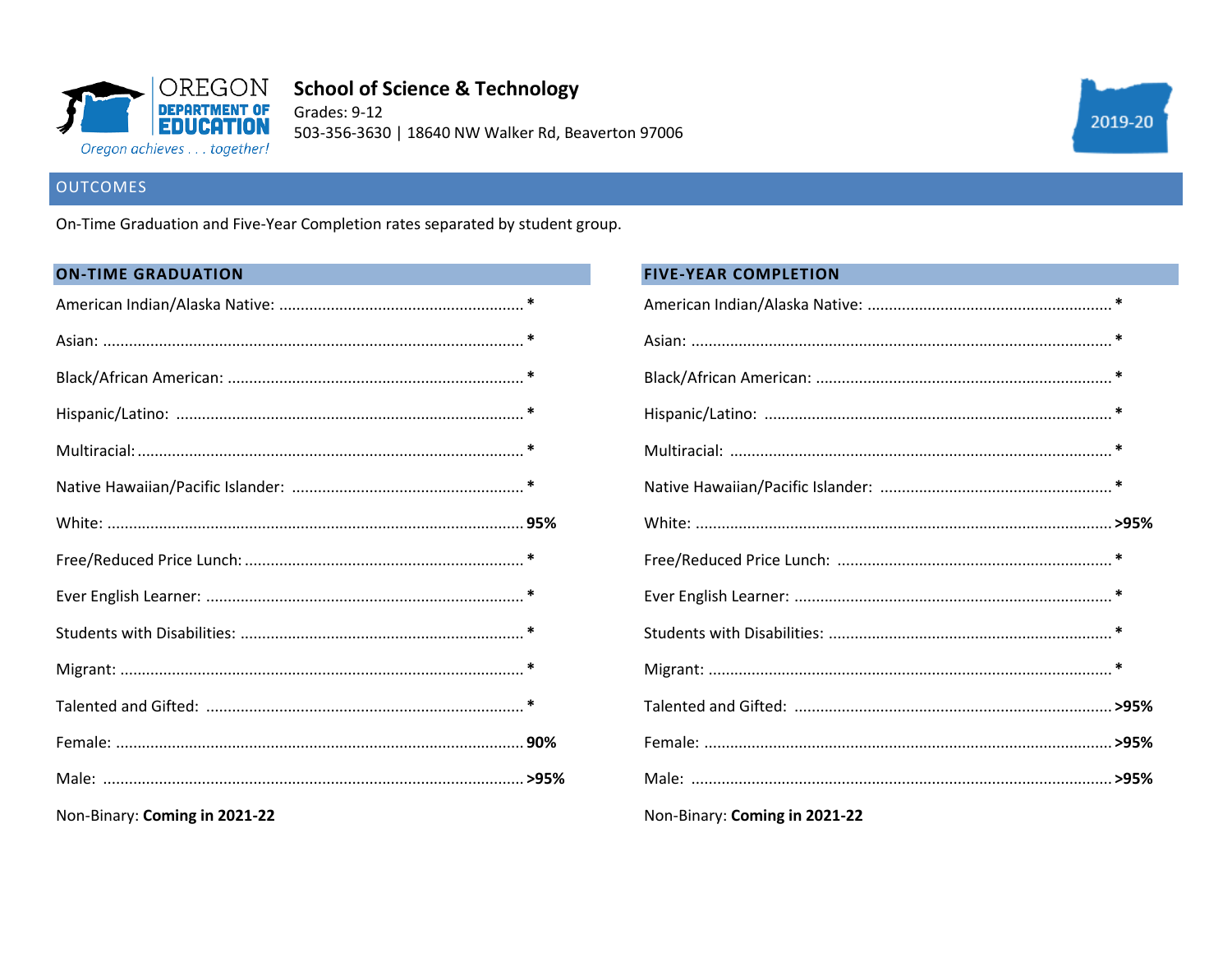Oregon Department of Education
*Oregon achieves . . . together!*

**School of Science & Technology**
Grades: 9-12
503-356-3630 | 18640 NW Walker Rd, Beaverton 97006

2019-20

## OUTCOMES

On-Time Graduation and Five-Year Completion rates separated by student group.

### ON-TIME GRADUATION

American Indian/Alaska Native: ........................................................ *

Asian: ................................................................................................ *

Black/African American: .................................................................... *

Hispanic/Latino: ................................................................................ *

Multiracial: ......................................................................................... *

Native Hawaiian/Pacific Islander: ...................................................... *

White: ................................................................................................ **95%**

Free/Reduced Price Lunch: ................................................................ *

Ever English Learner: ......................................................................... *

Students with Disabilities: .................................................................. *

Migrant: ............................................................................................. *

Talented and Gifted: .......................................................................... *

Female: .............................................................................................. **90%**

Male: ................................................................................................. **>95%**

Non-Binary: **Coming in 2021-22**

### FIVE-YEAR COMPLETION

American Indian/Alaska Native: ........................................................ *

Asian: ................................................................................................ *

Black/African American: .................................................................... *

Hispanic/Latino: ................................................................................ *

Multiracial: ......................................................................................... *

Native Hawaiian/Pacific Islander: ...................................................... *

White: ................................................................................................ **>95%**

Free/Reduced Price Lunch: ................................................................ *

Ever English Learner: ......................................................................... *

Students with Disabilities: .................................................................. *

Migrant: ............................................................................................. *

Talented and Gifted: .......................................................................... **>95%**

Female: .............................................................................................. **>95%**

Male: ................................................................................................. **>95%**

Non-Binary: **Coming in 2021-22**